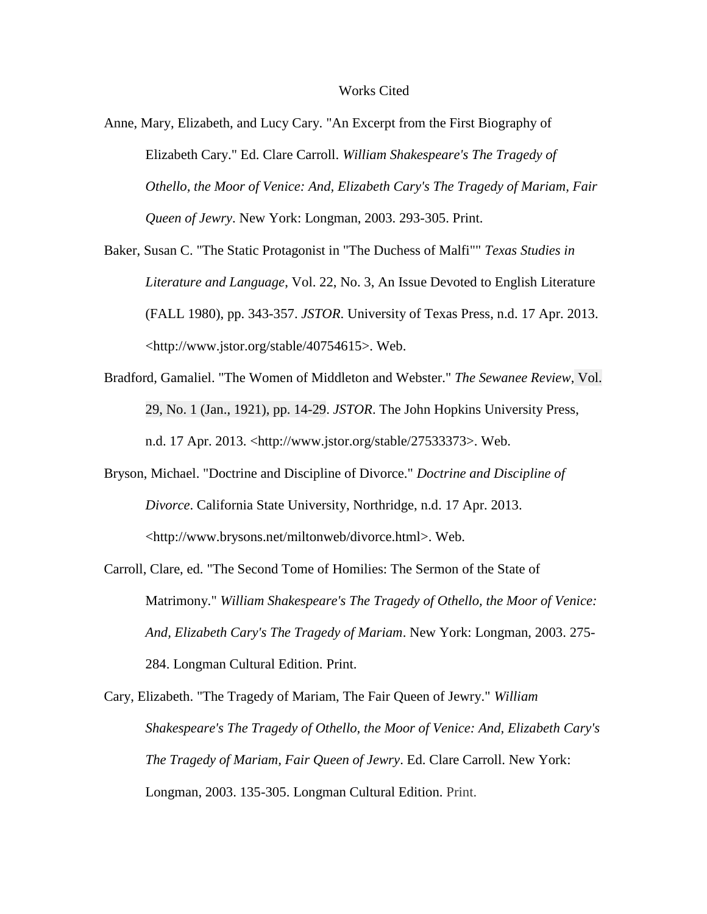# Works Cited

Anne, Mary, Elizabeth, and Lucy Cary. "An Excerpt from the First Biography of Elizabeth Cary." Ed. Clare Carroll. *William Shakespeare's The Tragedy of Othello, the Moor of Venice: And, Elizabeth Cary's The Tragedy of Mariam, Fair Queen of Jewry*. New York: Longman, 2003. 293-305. Print.

Baker, Susan C. "The Static Protagonist in "The Duchess of Malfi"" *Texas Studies in Literature and Language*, Vol. 22, No. 3, An Issue Devoted to English Literature (FALL 1980), pp. 343-357. *JSTOR*. University of Texas Press, n.d. 17 Apr. 2013. <http://www.jstor.org/stable/40754615>. Web.

Bradford, Gamaliel. "The Women of Middleton and Webster." *The Sewanee Review*, Vol. 29, No. 1 (Jan., 1921), pp. 14-29. *JSTOR*. The John Hopkins University Press, n.d. 17 Apr. 2013. <http://www.jstor.org/stable/27533373>. Web.

Bryson, Michael. "Doctrine and Discipline of Divorce." *Doctrine and Discipline of Divorce*. California State University, Northridge, n.d. 17 Apr. 2013. <http://www.brysons.net/miltonweb/divorce.html>. Web.

Carroll, Clare, ed. "The Second Tome of Homilies: The Sermon of the State of Matrimony." *William Shakespeare's The Tragedy of Othello, the Moor of Venice: And, Elizabeth Cary's The Tragedy of Mariam*. New York: Longman, 2003. 275-284. Longman Cultural Edition. Print.

Cary, Elizabeth. "The Tragedy of Mariam, The Fair Queen of Jewry." *William Shakespeare's The Tragedy of Othello, the Moor of Venice: And, Elizabeth Cary's The Tragedy of Mariam, Fair Queen of Jewry*. Ed. Clare Carroll. New York: Longman, 2003. 135-305. Longman Cultural Edition. Print.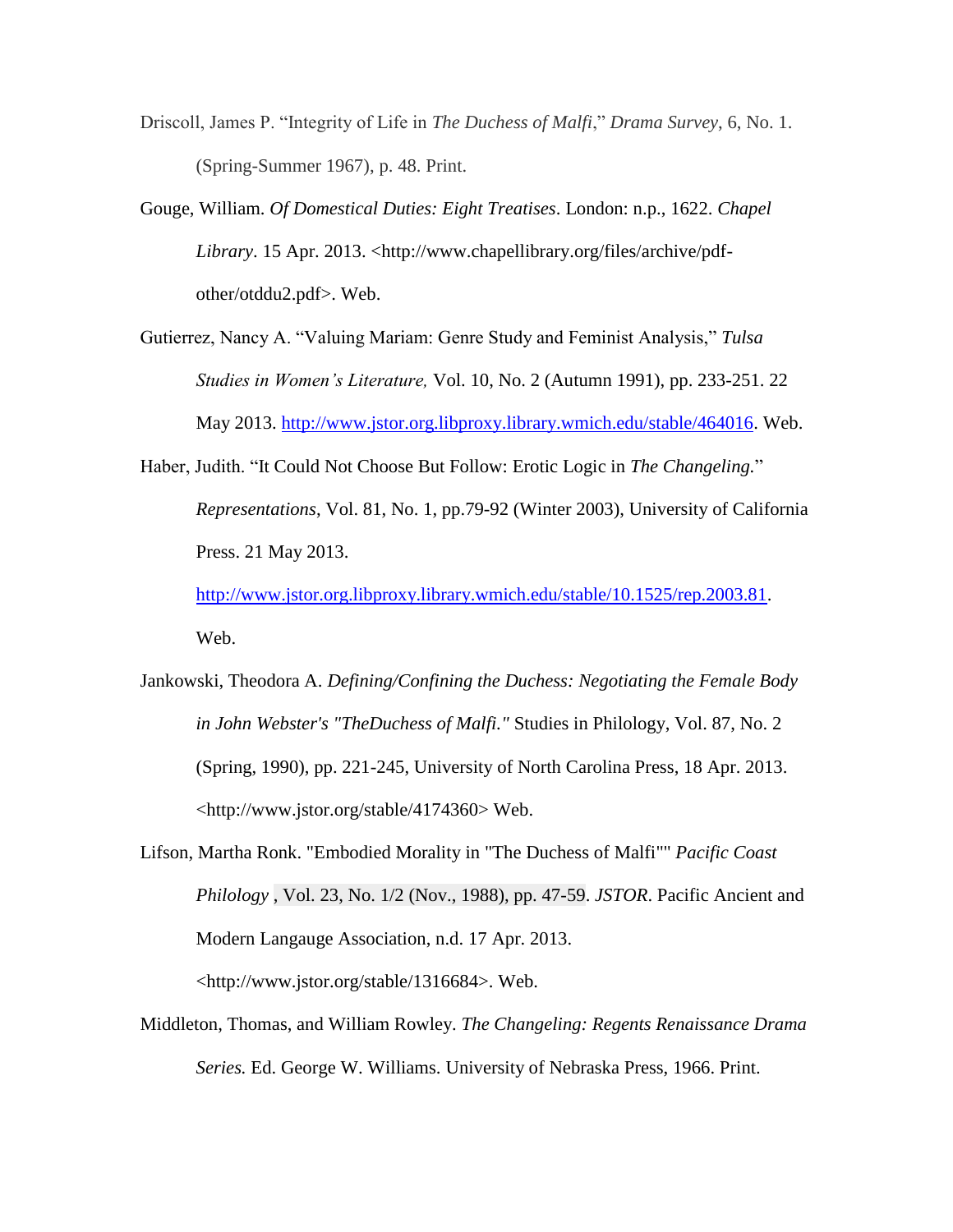Driscoll, James P. “Integrity of Life in *The Duchess of Malfi*,” *Drama Survey*, 6, No. 1. (Spring-Summer 1967), p. 48. Print.

Gouge, William. *Of Domestical Duties: Eight Treatises*. London: n.p., 1622. *Chapel Library*. 15 Apr. 2013. <http://www.chapellibrary.org/files/archive/pdf-other/otddu2.pdf>. Web.

Gutierrez, Nancy A. “Valuing Mariam: Genre Study and Feminist Analysis,” *Tulsa Studies in Women's Literature,* Vol. 10, No. 2 (Autumn 1991), pp. 233-251. 22 May 2013. http://www.jstor.org.libproxy.library.wmich.edu/stable/464016. Web.

Haber, Judith. “It Could Not Choose But Follow: Erotic Logic in *The Changeling*.” *Representations*, Vol. 81, No. 1, pp.79-92 (Winter 2003), University of California Press. 21 May 2013. http://www.jstor.org.libproxy.library.wmich.edu/stable/10.1525/rep.2003.81. Web.

Jankowski, Theodora A. *Defining/Confining the Duchess: Negotiating the Female Body in John Webster's "TheDuchess of Malfi."* Studies in Philology, Vol. 87, No. 2 (Spring, 1990), pp. 221-245, University of North Carolina Press, 18 Apr. 2013. <http://www.jstor.org/stable/4174360> Web.

Lifson, Martha Ronk. "Embodied Morality in "The Duchess of Malfi"" *Pacific Coast Philology* , Vol. 23, No. 1/2 (Nov., 1988), pp. 47-59. *JSTOR*. Pacific Ancient and Modern Langauge Association, n.d. 17 Apr. 2013. <http://www.jstor.org/stable/1316684>. Web.

Middleton, Thomas, and William Rowley. *The Changeling: Regents Renaissance Drama Series.* Ed. George W. Williams. University of Nebraska Press, 1966. Print.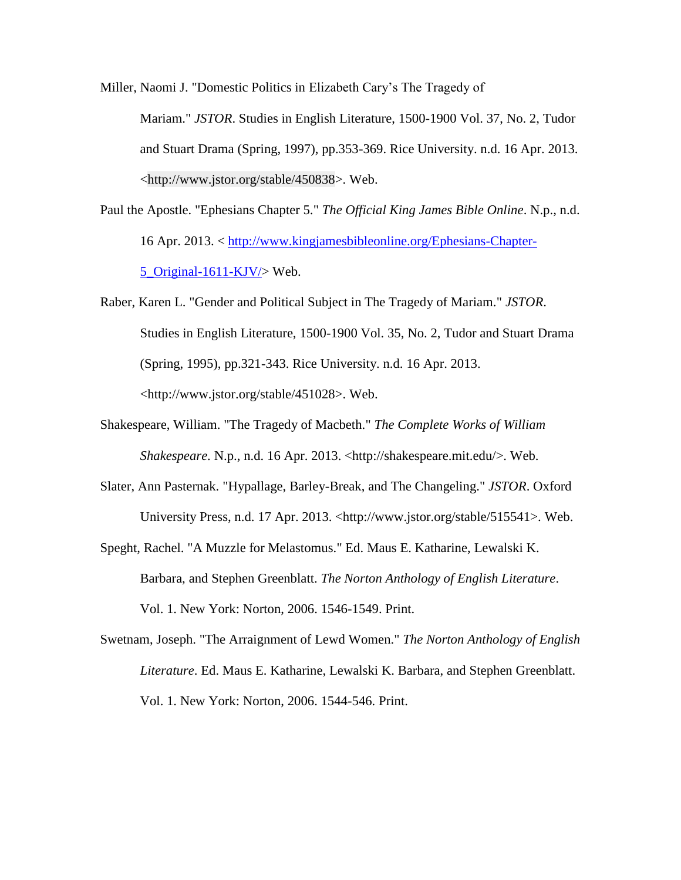Miller, Naomi J. "Domestic Politics in Elizabeth Cary's The Tragedy of Mariam." *JSTOR*. Studies in English Literature, 1500-1900 Vol. 37, No. 2, Tudor and Stuart Drama (Spring, 1997), pp.353-369. Rice University. n.d. 16 Apr. 2013. <http://www.jstor.org/stable/450838>. Web.

Paul the Apostle. "Ephesians Chapter 5." *The Official King James Bible Online*. N.p., n.d. 16 Apr. 2013. < http://www.kingjamesbibleonline.org/Ephesians-Chapter-5_Original-1611-KJV/> Web.

Raber, Karen L. "Gender and Political Subject in The Tragedy of Mariam." *JSTOR*. Studies in English Literature, 1500-1900 Vol. 35, No. 2, Tudor and Stuart Drama (Spring, 1995), pp.321-343. Rice University. n.d. 16 Apr. 2013. <http://www.jstor.org/stable/451028>. Web.

Shakespeare, William. "The Tragedy of Macbeth." *The Complete Works of William Shakespeare*. N.p., n.d. 16 Apr. 2013. <http://shakespeare.mit.edu/>. Web.

Slater, Ann Pasternak. "Hypallage, Barley-Break, and The Changeling." *JSTOR*. Oxford University Press, n.d. 17 Apr. 2013. <http://www.jstor.org/stable/515541>. Web.

Speght, Rachel. "A Muzzle for Melastomus." Ed. Maus E. Katharine, Lewalski K. Barbara, and Stephen Greenblatt. *The Norton Anthology of English Literature*. Vol. 1. New York: Norton, 2006. 1546-1549. Print.

Swetnam, Joseph. "The Arraignment of Lewd Women." *The Norton Anthology of English Literature*. Ed. Maus E. Katharine, Lewalski K. Barbara, and Stephen Greenblatt. Vol. 1. New York: Norton, 2006. 1544-546. Print.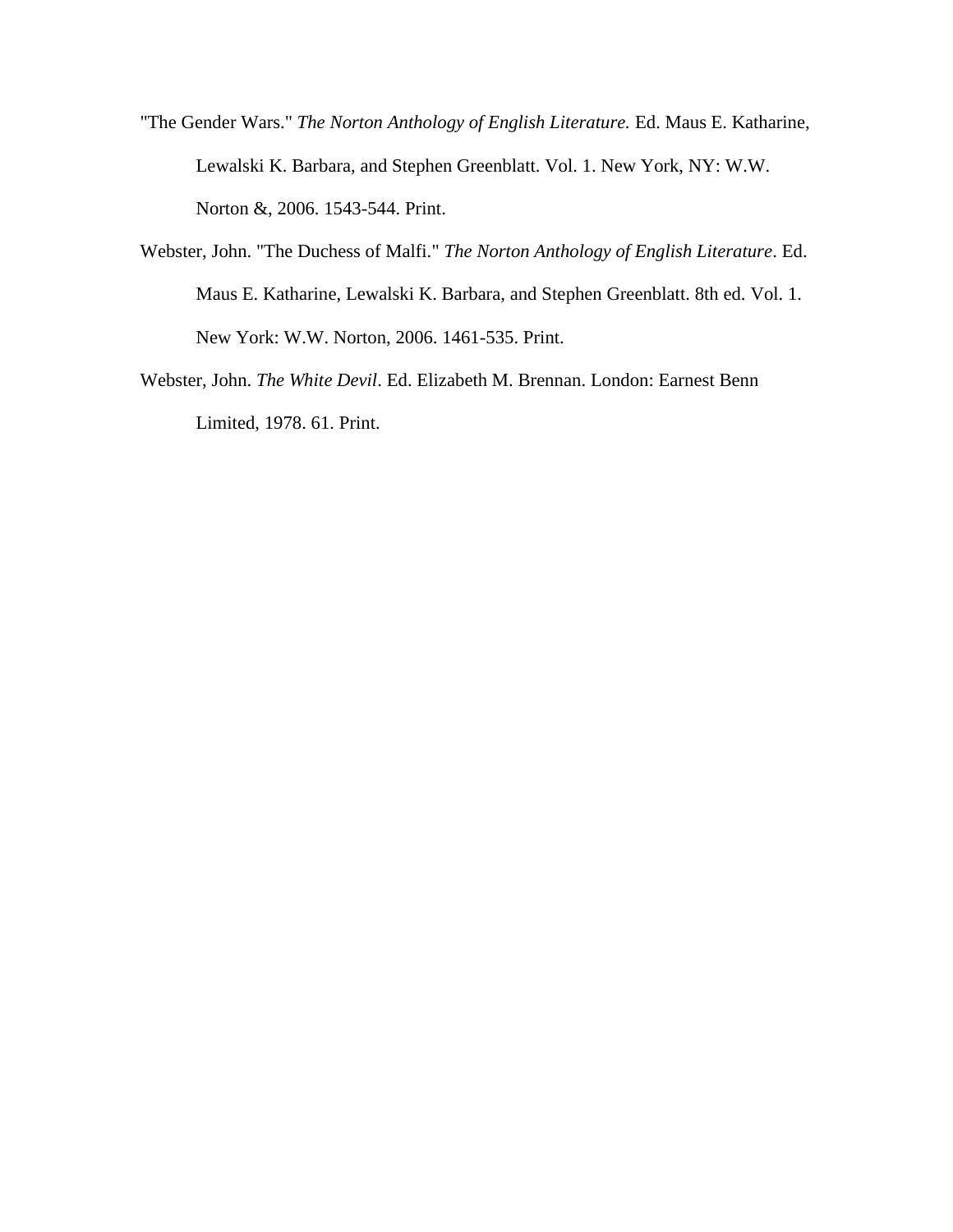"The Gender Wars." *The Norton Anthology of English Literature.* Ed. Maus E. Katharine, Lewalski K. Barbara, and Stephen Greenblatt. Vol. 1. New York, NY: W.W. Norton &, 2006. 1543-544. Print.

Webster, John. "The Duchess of Malfi." *The Norton Anthology of English Literature*. Ed. Maus E. Katharine, Lewalski K. Barbara, and Stephen Greenblatt. 8th ed. Vol. 1. New York: W.W. Norton, 2006. 1461-535. Print.

Webster, John. *The White Devil*. Ed. Elizabeth M. Brennan. London: Earnest Benn Limited, 1978. 61. Print.